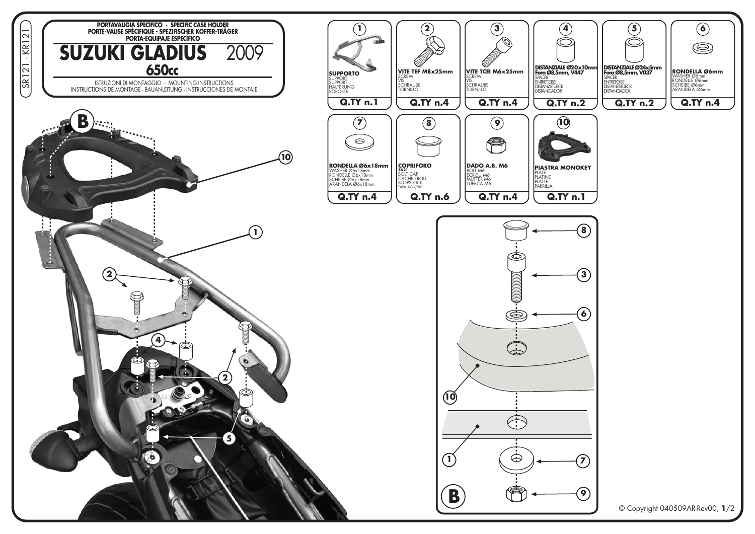SR121 - KR121

PORTAVALIGIA SPECIFICO - SPECIFIC CASE HOLDER
PORTE-VALISE SPÉCIFIQUE - SPEZIFISCHER KOFFER-TRÄGER
PORTA-EQUIPAJE ESPECÍFICO

# SUZUKI GLADIUS 2009
## 650cc

ISTRUZIONI DI MONTAGGIO - MOUNTING INSTRUCTIONS
INSTRUCTIONS DE MONTAGE - BAUANLEITUNG - INSTRUCCIONES DE MONTAJE

| N. | Description | Q.TY |
|---|---|---|
| 1 | **SUPPORTO** SUPPORT SUPPORT HALTERUNG SOPORTE | Q.TY n.1 |
| 2 | **VITE TEF M8x25mm** SCREW VIS SCHRAUBE TORNILLO | Q.TY n.4 |
| 3 | **VITE TCEI M6x25mm** SCREW VIS SCHRAUBE TORNILLO | Q.TY n.4 |
| 4 | **DISTANZIALE Ø20x10mm Foro Ø8,5mm, V447** SPACER ENTRETOISE DISTANZSTUECK DISTANCIADOR | Q.TY n.2 |
| 5 | **DISTANZIALE Ø24x5mm Foro Ø8,5mm, V037** SPACER ENTRETOISE DISTANZSTUECK DISTANCIADOR | Q.TY n.2 |
| 6 | **RONDELLA Ø6mm** WASHER Ø6mm RONDELLE Ø6mm SCHEIBE Ø6mm ARANDELA Ø6mm | Q.TY n.4 |
| 7 | **RONDELLA Ø6x18mm** WASHER Ø6x18mm RONDELLE Ø6x18mm SCHEIBE Ø6x18mm ARANDELA Ø6x18mm | Q.TY n.4 |
| 8 | **COPRIFORO** Z621 BOLT CAP CACHE TROU STOPSLOCK TAPA AGUJERO | Q.TY n.6 |
| 9 | **DADO A.B. M6** BOLT M6 ECROU M6 MUTTER M6 TUERCA M6 | Q.TY n.4 |
| 10 | **PIASTRA MONOKEY** PLATE PLATINE PLATTE PARRILLA | Q.TY n.1 |

© Copyright 040509AR-Rev00, 1/2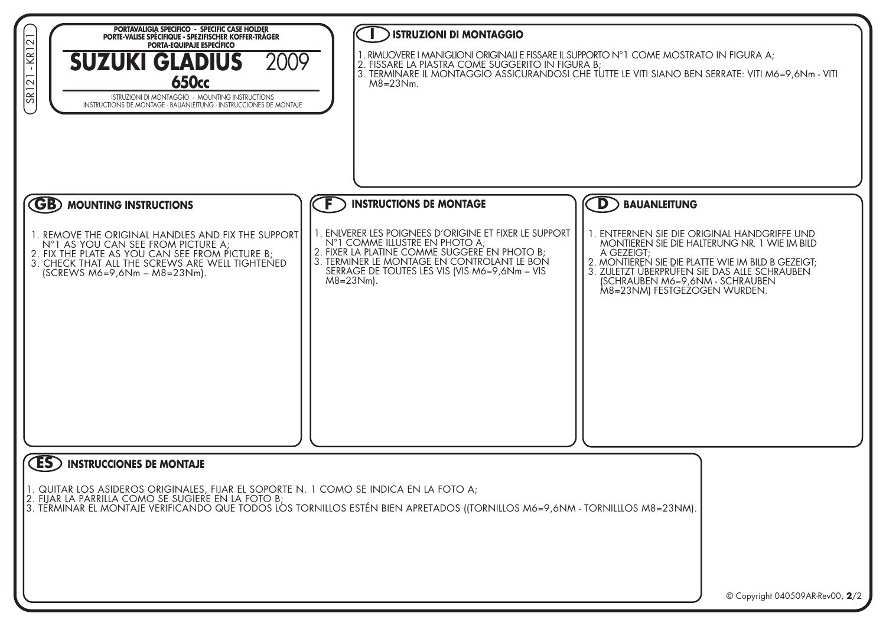SR121 - KR121

PORTAVALIGIA SPECIFICO - SPECIFIC CASE HOLDER
PORTE-VALISE SPÉCIFIQUE - SPEZIFISCHER KOFFER-TRÄGER
PORTA-EQUIPAJE ESPECÍFICO

# SUZUKI GLADIUS 2009

**650cc**

ISTRUZIONI DI MONTAGGIO - MOUNTING INSTRUCTIONS
INSTRUCTIONS DE MONTAGE - BAUANLEITUNG - INSTRUCCIONES DE MONTAJE

## I ISTRUZIONI DI MONTAGGIO

1. RIMUOVERE I MANIGLIONI ORIGINALI E FISSARE IL SUPPORTO N°1 COME MOSTRATO IN FIGURA A;
2. FISSARE LA PIASTRA COME SUGGERITO IN FIGURA B;
3. TERMINARE IL MONTAGGIO ASSICURANDOSI CHE TUTTE LE VITI SIANO BEN SERRATE: VITI M6=9,6Nm - VITI M8=23Nm.

## GB MOUNTING INSTRUCTIONS

1. REMOVE THE ORIGINAL HANDLES AND FIX THE SUPPORT N°1 AS YOU CAN SEE FROM PICTURE A;
2. FIX THE PLATE AS YOU CAN SEE FROM PICTURE B;
3. CHECK THAT ALL THE SCREWS ARE WELL TIGHTENED (SCREWS M6=9,6Nm – M8=23Nm).

## F INSTRUCTIONS DE MONTAGE

1. ENLVERER LES POIGNEES D'ORIGINE ET FIXER LE SUPPORT N°1 COMME ILLUSTRE EN PHOTO A;
2. FIXER LA PLATINE COMME SUGGERE EN PHOTO B;
3. TERMINER LE MONTAGE EN CONTROLANT LE BON SERRAGE DE TOUTES LES VIS (VIS M6=9,6Nm – VIS M8=23Nm).

## D BAUANLEITUNG

1. ENTFERNEN SIE DIE ORIGINAL HANDGRIFFE UND MONTIEREN SIE DIE HALTERUNG NR. 1 WIE IM BILD A GEZEIGT;
2. MONTIEREN SIE DIE PLATTE WIE IM BILD B GEZEIGT;
3. ZULETZT ÜBERPRÜFEN SIE DAS ALLE SCHRAUBEN (SCHRAUBEN M6=9,6NM - SCHRAUBEN M8=23NM) FESTGEZOGEN WURDEN.

## ES INSTRUCCIONES DE MONTAJE

1. QUITAR LOS ASIDEROS ORIGINALES, FIJAR EL SOPORTE N. 1 COMO SE INDICA EN LA FOTO A;
2. FIJAR LA PARRILLA COMO SE SUGIERE EN LA FOTO B;
3. TERMINAR EL MONTAJE VERIFICANDO QUE TODOS LOS TORNILLOS ESTÉN BIEN APRETADOS ((TORNILLOS M6=9,6NM - TORNILLLOS M8=23NM).

© Copyright 040509AR-Rev00